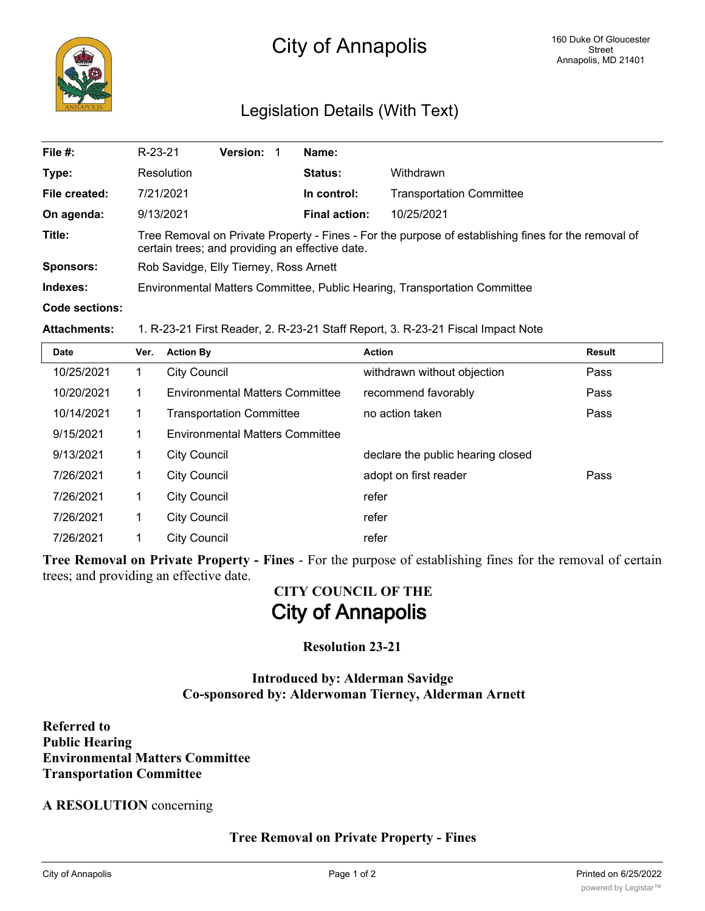# City of Annapolis

160 Duke Of Gloucester Street
Annapolis, MD 21401

## Legislation Details (With Text)

| | | | | |
|---|---|---|---|---|
| **File #:** | R-23-21 | **Version:** 1 | **Name:** | |
| **Type:** | Resolution | | **Status:** | Withdrawn |
| **File created:** | 7/21/2021 | | **In control:** | Transportation Committee |
| **On agenda:** | 9/13/2021 | | **Final action:** | 10/25/2021 |

**Title:** Tree Removal on Private Property - Fines - For the purpose of establishing fines for the removal of certain trees; and providing an effective date.

**Sponsors:** Rob Savidge, Elly Tierney, Ross Arnett

**Indexes:** Environmental Matters Committee, Public Hearing, Transportation Committee

**Code sections:**

**Attachments:** 1. R-23-21 First Reader, 2. R-23-21 Staff Report, 3. R-23-21 Fiscal Impact Note

| Date | Ver. | Action By | Action | Result |
|---|---|---|---|---|
| 10/25/2021 | 1 | City Council | withdrawn without objection | Pass |
| 10/20/2021 | 1 | Environmental Matters Committee | recommend favorably | Pass |
| 10/14/2021 | 1 | Transportation Committee | no action taken | Pass |
| 9/15/2021 | 1 | Environmental Matters Committee | | |
| 9/13/2021 | 1 | City Council | declare the public hearing closed | |
| 7/26/2021 | 1 | City Council | adopt on first reader | Pass |
| 7/26/2021 | 1 | City Council | refer | |
| 7/26/2021 | 1 | City Council | refer | |
| 7/26/2021 | 1 | City Council | refer | |

**Tree Removal on Private Property - Fines** - For the purpose of establishing fines for the removal of certain trees; and providing an effective date.

**CITY COUNCIL OF THE**
**City of Annapolis**

**Resolution 23-21**

**Introduced by: Alderman Savidge**
**Co-sponsored by: Alderwoman Tierney, Alderman Arnett**

**Referred to**
**Public Hearing**
**Environmental Matters Committee**
**Transportation Committee**

**A RESOLUTION** concerning

**Tree Removal on Private Property - Fines**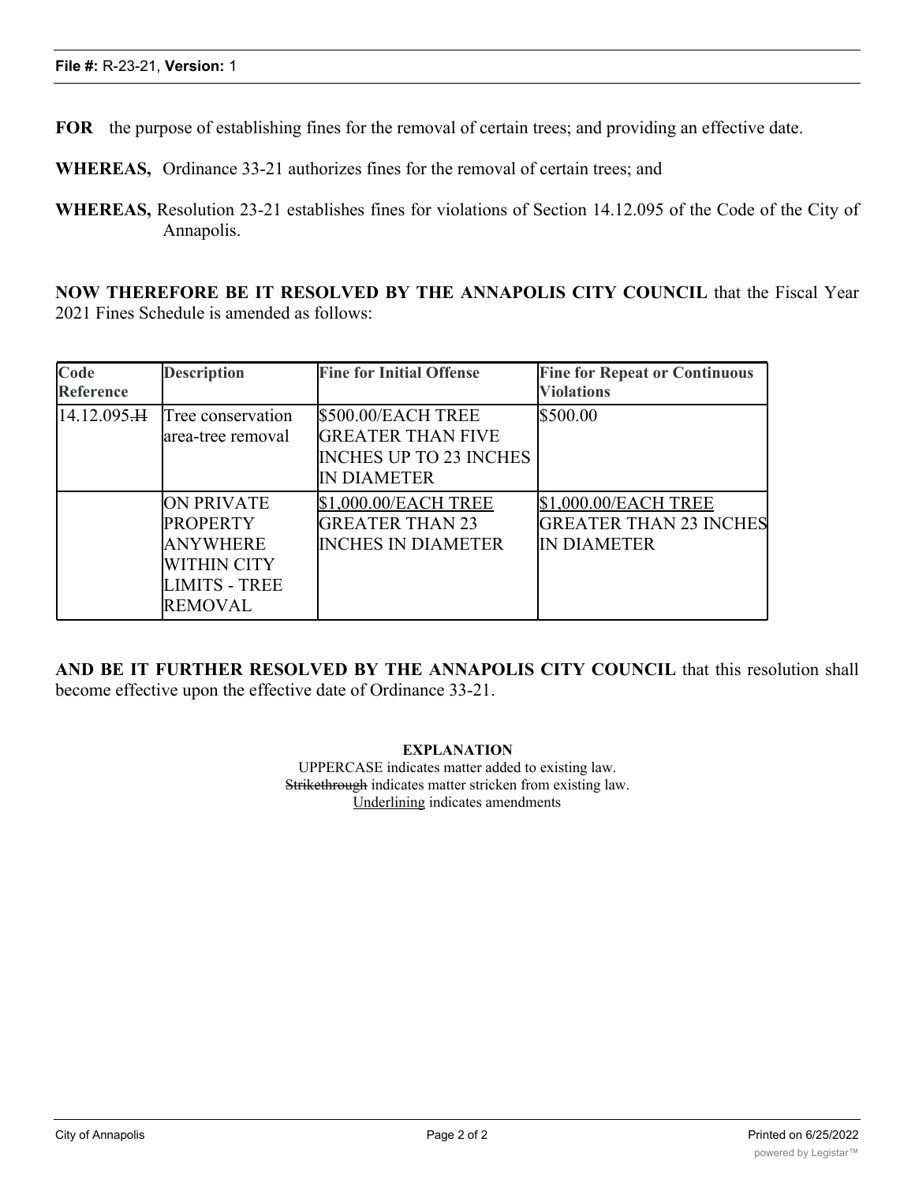**File #:** R-23-21, **Version:** 1

**FOR** the purpose of establishing fines for the removal of certain trees; and providing an effective date.

**WHEREAS,** Ordinance 33-21 authorizes fines for the removal of certain trees; and

**WHEREAS,** Resolution 23-21 establishes fines for violations of Section 14.12.095 of the Code of the City of Annapolis.

**NOW THEREFORE BE IT RESOLVED BY THE ANNAPOLIS CITY COUNCIL** that the Fiscal Year 2021 Fines Schedule is amended as follows:

| Code Reference | Description | Fine for Initial Offense | Fine for Repeat or Continuous Violations |
|---|---|---|---|
| 14.12.095~~.H~~ | Tree conservation area-tree removal | $500.00/EACH TREE GREATER THAN FIVE INCHES UP TO 23 INCHES IN DIAMETER | $500.00 |
| | ON PRIVATE PROPERTY ANYWHERE WITHIN CITY LIMITS - TREE REMOVAL | <u>$1,000.00/EACH TREE GREATER THAN 23 INCHES IN DIAMETER</u> | <u>$1,000.00/EACH TREE GREATER THAN 23 INCHES IN DIAMETER</u> |

**AND BE IT FURTHER RESOLVED BY THE ANNAPOLIS CITY COUNCIL** that this resolution shall become effective upon the effective date of Ordinance 33-21.

**EXPLANATION**

UPPERCASE indicates matter added to existing law.
~~Strikethrough~~ indicates matter stricken from existing law.
<u>Underlining</u> indicates amendments